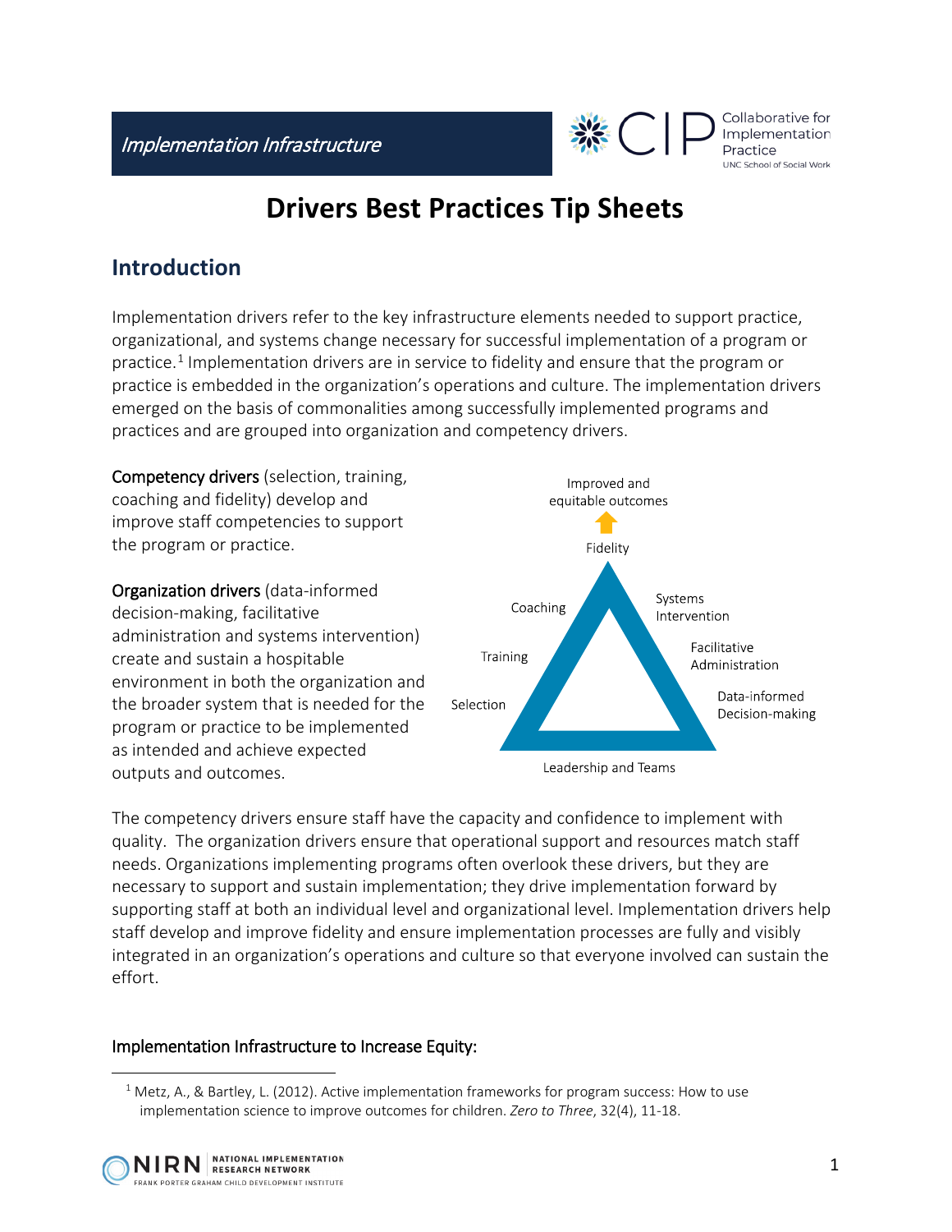Implementation Infrastructure

# Drivers Best Practices Tip Sheets

## Introduction

Implementation drivers refer to the key infrastructure elements needed to support practice, organizational, and systems change necessary for successful implementation of a program or practice.[1] Implementation drivers are in service to fidelity and ensure that the program or practice is embedded in the organization's operations and culture. The implementation drivers emerged on the basis of commonalities among successfully implemented programs and practices and are grouped into organization and competency drivers.

**Competency drivers** (selection, training, coaching and fidelity) develop and improve staff competencies to support the program or practice.

**Organization drivers** (data-informed decision-making, facilitative administration and systems intervention) create and sustain a hospitable environment in both the organization and the broader system that is needed for the program or practice to be implemented as intended and achieve expected outputs and outcomes.

Improved and equitable outcomes

Fidelity

Coaching

Training

Selection

Systems Intervention

Facilitative Administration

Data-informed Decision-making

Leadership and Teams

The competency drivers ensure staff have the capacity and confidence to implement with quality. The organization drivers ensure that operational support and resources match staff needs. Organizations implementing programs often overlook these drivers, but they are necessary to support and sustain implementation; they drive implementation forward by supporting staff at both an individual level and organizational level. Implementation drivers help staff develop and improve fidelity and ensure implementation processes are fully and visibly integrated in an organization's operations and culture so that everyone involved can sustain the effort.

### Implementation Infrastructure to Increase Equity:

[1] Metz, A., & Bartley, L. (2012). Active implementation frameworks for program success: How to use implementation science to improve outcomes for children. *Zero to Three*, 32(4), 11-18.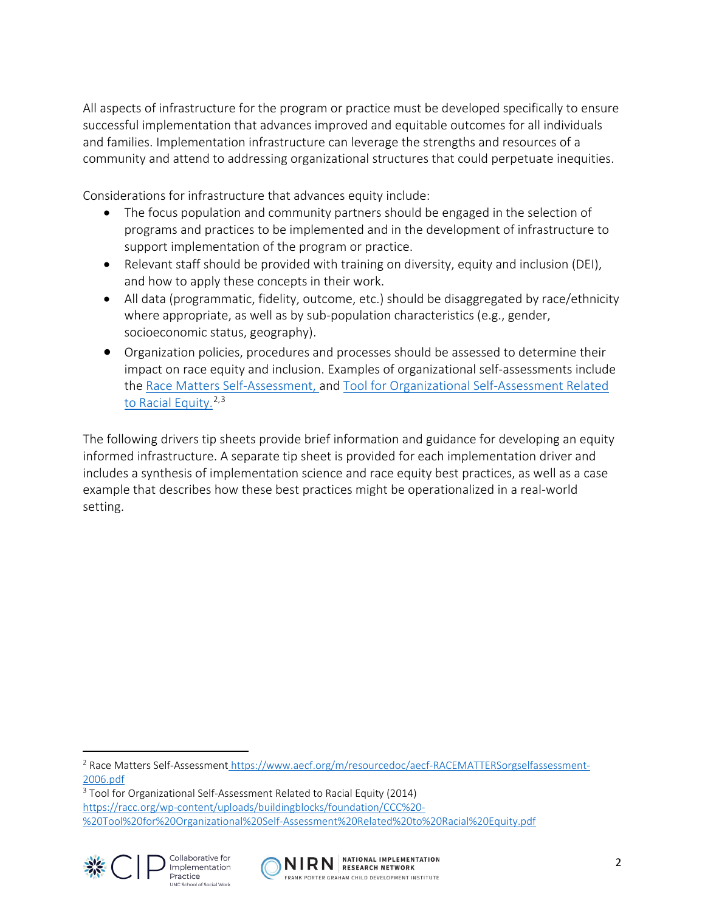All aspects of infrastructure for the program or practice must be developed specifically to ensure successful implementation that advances improved and equitable outcomes for all individuals and families. Implementation infrastructure can leverage the strengths and resources of a community and attend to addressing organizational structures that could perpetuate inequities.

Considerations for infrastructure that advances equity include:

- The focus population and community partners should be engaged in the selection of programs and practices to be implemented and in the development of infrastructure to support implementation of the program or practice.
- Relevant staff should be provided with training on diversity, equity and inclusion (DEI), and how to apply these concepts in their work.
- All data (programmatic, fidelity, outcome, etc.) should be disaggregated by race/ethnicity where appropriate, as well as by sub-population characteristics (e.g., gender, socioeconomic status, geography).
- Organization policies, procedures and processes should be assessed to determine their impact on race equity and inclusion. Examples of organizational self-assessments include the [Race Matters Self-Assessment,](https://www.aecf.org/m/resourcedoc/aecf-RACEMATTERSorgselfassessment-2006.pdf) and [Tool for Organizational Self-Assessment Related to Racial Equity.](https://racc.org/wp-content/uploads/buildingblocks/foundation/CCC%20-%20Tool%20for%20Organizational%20Self-Assessment%20Related%20to%20Racial%20Equity.pdf)[2,3]

The following drivers tip sheets provide brief information and guidance for developing an equity informed infrastructure. A separate tip sheet is provided for each implementation driver and includes a synthesis of implementation science and race equity best practices, as well as a case example that describes how these best practices might be operationalized in a real-world setting.

---

[2] Race Matters Self-Assessment https://www.aecf.org/m/resourcedoc/aecf-RACEMATTERSorgselfassessment-2006.pdf

[3] Tool for Organizational Self-Assessment Related to Racial Equity (2014) https://racc.org/wp-content/uploads/buildingblocks/foundation/CCC%20-%20Tool%20for%20Organizational%20Self-Assessment%20Related%20to%20Racial%20Equity.pdf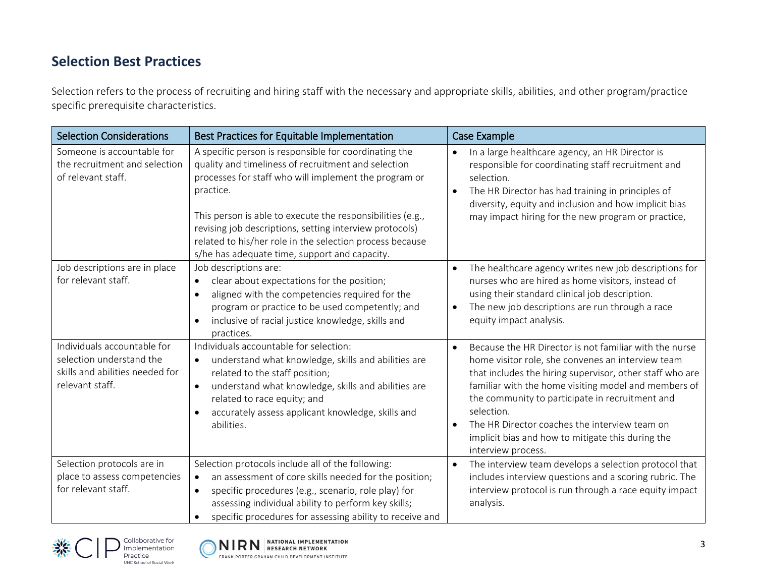## Selection Best Practices

Selection refers to the process of recruiting and hiring staff with the necessary and appropriate skills, abilities, and other program/practice specific prerequisite characteristics.

| Selection Considerations | Best Practices for Equitable Implementation | Case Example |
|---|---|---|
| Someone is accountable for the recruitment and selection of relevant staff. | A specific person is responsible for coordinating the quality and timeliness of recruitment and selection processes for staff who will implement the program or practice.<br><br>This person is able to execute the responsibilities (e.g., revising job descriptions, setting interview protocols) related to his/her role in the selection process because s/he has adequate time, support and capacity. | • In a large healthcare agency, an HR Director is responsible for coordinating staff recruitment and selection.<br>• The HR Director has had training in principles of diversity, equity and inclusion and how implicit bias may impact hiring for the new program or practice, |
| Job descriptions are in place for relevant staff. | Job descriptions are:<br>• clear about expectations for the position;<br>• aligned with the competencies required for the program or practice to be used competently; and<br>• inclusive of racial justice knowledge, skills and practices. | • The healthcare agency writes new job descriptions for nurses who are hired as home visitors, instead of using their standard clinical job description.<br>• The new job descriptions are run through a race equity impact analysis. |
| Individuals accountable for selection understand the skills and abilities needed for relevant staff. | Individuals accountable for selection:<br>• understand what knowledge, skills and abilities are related to the staff position;<br>• understand what knowledge, skills and abilities are related to race equity; and<br>• accurately assess applicant knowledge, skills and abilities. | • Because the HR Director is not familiar with the nurse home visitor role, she convenes an interview team that includes the hiring supervisor, other staff who are familiar with the home visiting model and members of the community to participate in recruitment and selection.<br>• The HR Director coaches the interview team on implicit bias and how to mitigate this during the interview process. |
| Selection protocols are in place to assess competencies for relevant staff. | Selection protocols include all of the following:<br>• an assessment of core skills needed for the position;<br>• specific procedures (e.g., scenario, role play) for assessing individual ability to perform key skills;<br>• specific procedures for assessing ability to receive and | • The interview team develops a selection protocol that includes interview questions and a scoring rubric. The interview protocol is run through a race equity impact analysis. |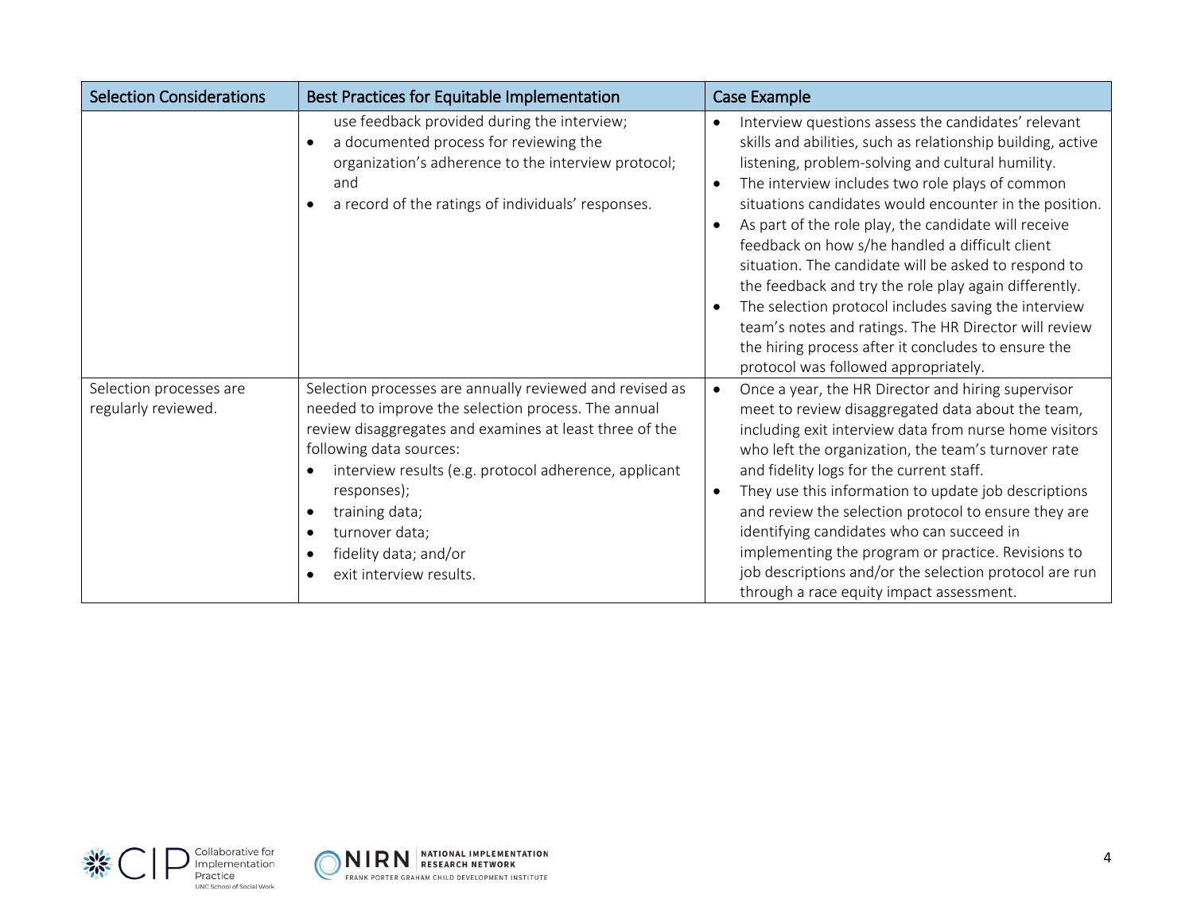| Selection Considerations | Best Practices for Equitable Implementation | Case Example |
|---|---|---|
| | use feedback provided during the interview;<br>• a documented process for reviewing the organization's adherence to the interview protocol; and<br>• a record of the ratings of individuals' responses. | • Interview questions assess the candidates' relevant skills and abilities, such as relationship building, active listening, problem-solving and cultural humility.<br>• The interview includes two role plays of common situations candidates would encounter in the position.<br>• As part of the role play, the candidate will receive feedback on how s/he handled a difficult client situation. The candidate will be asked to respond to the feedback and try the role play again differently.<br>• The selection protocol includes saving the interview team's notes and ratings. The HR Director will review the hiring process after it concludes to ensure the protocol was followed appropriately. |
| Selection processes are regularly reviewed. | Selection processes are annually reviewed and revised as needed to improve the selection process. The annual review disaggregates and examines at least three of the following data sources:<br>• interview results (e.g. protocol adherence, applicant responses);<br>• training data;<br>• turnover data;<br>• fidelity data; and/or<br>• exit interview results. | • Once a year, the HR Director and hiring supervisor meet to review disaggregated data about the team, including exit interview data from nurse home visitors who left the organization, the team's turnover rate and fidelity logs for the current staff.<br>• They use this information to update job descriptions and review the selection protocol to ensure they are identifying candidates who can succeed in implementing the program or practice. Revisions to job descriptions and/or the selection protocol are run through a race equity impact assessment. |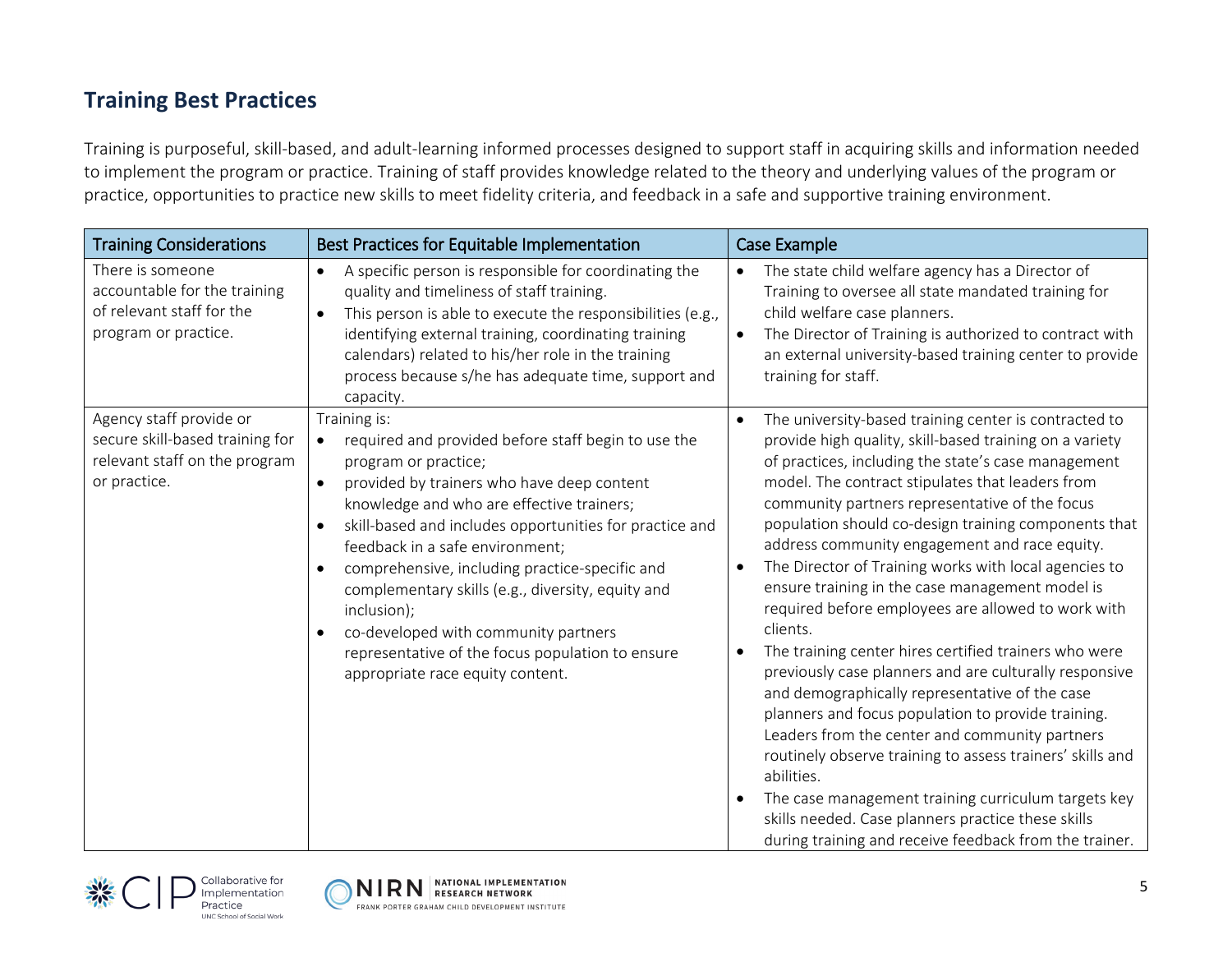## Training Best Practices

Training is purposeful, skill-based, and adult-learning informed processes designed to support staff in acquiring skills and information needed to implement the program or practice. Training of staff provides knowledge related to the theory and underlying values of the program or practice, opportunities to practice new skills to meet fidelity criteria, and feedback in a safe and supportive training environment.

| Training Considerations | Best Practices for Equitable Implementation | Case Example |
|---|---|---|
| There is someone accountable for the training of relevant staff for the program or practice. | • A specific person is responsible for coordinating the quality and timeliness of staff training.<br>• This person is able to execute the responsibilities (e.g., identifying external training, coordinating training calendars) related to his/her role in the training process because s/he has adequate time, support and capacity. | • The state child welfare agency has a Director of Training to oversee all state mandated training for child welfare case planners.<br>• The Director of Training is authorized to contract with an external university-based training center to provide training for staff. |
| Agency staff provide or secure skill-based training for relevant staff on the program or practice. | Training is:<br>• required and provided before staff begin to use the program or practice;<br>• provided by trainers who have deep content knowledge and who are effective trainers;<br>• skill-based and includes opportunities for practice and feedback in a safe environment;<br>• comprehensive, including practice-specific and complementary skills (e.g., diversity, equity and inclusion);<br>• co-developed with community partners representative of the focus population to ensure appropriate race equity content. | • The university-based training center is contracted to provide high quality, skill-based training on a variety of practices, including the state's case management model. The contract stipulates that leaders from community partners representative of the focus population should co-design training components that address community engagement and race equity.<br>• The Director of Training works with local agencies to ensure training in the case management model is required before employees are allowed to work with clients.<br>• The training center hires certified trainers who were previously case planners and are culturally responsive and demographically representative of the case planners and focus population to provide training. Leaders from the center and community partners routinely observe training to assess trainers' skills and abilities.<br>• The case management training curriculum targets key skills needed. Case planners practice these skills during training and receive feedback from the trainer. |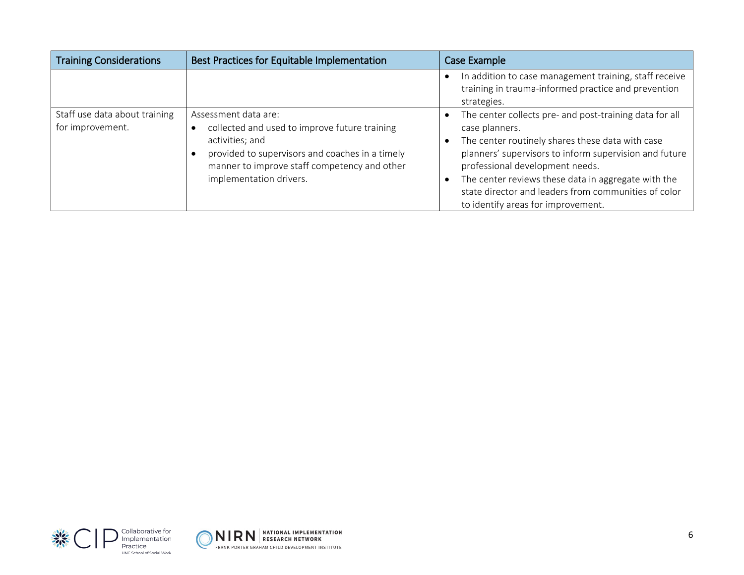| Training Considerations | Best Practices for Equitable Implementation | Case Example |
|---|---|---|
| | | • In addition to case management training, staff receive training in trauma-informed practice and prevention strategies. |
| Staff use data about training for improvement. | Assessment data are:<br>• collected and used to improve future training activities; and<br>• provided to supervisors and coaches in a timely manner to improve staff competency and other implementation drivers. | • The center collects pre- and post-training data for all case planners.<br>• The center routinely shares these data with case planners' supervisors to inform supervision and future professional development needs.<br>• The center reviews these data in aggregate with the state director and leaders from communities of color to identify areas for improvement. |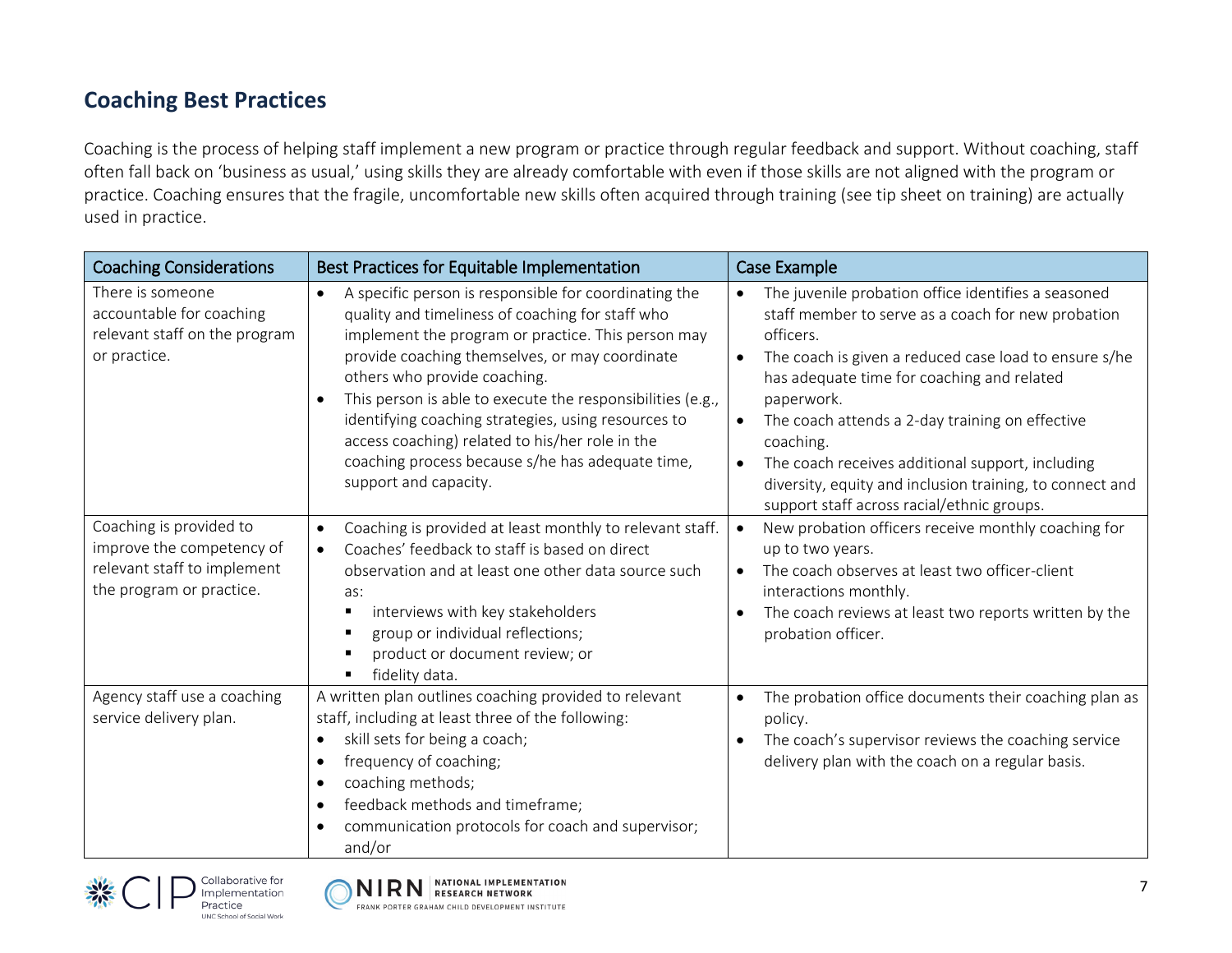## Coaching Best Practices

Coaching is the process of helping staff implement a new program or practice through regular feedback and support. Without coaching, staff often fall back on 'business as usual,' using skills they are already comfortable with even if those skills are not aligned with the program or practice. Coaching ensures that the fragile, uncomfortable new skills often acquired through training (see tip sheet on training) are actually used in practice.

| Coaching Considerations | Best Practices for Equitable Implementation | Case Example |
|---|---|---|
| There is someone accountable for coaching relevant staff on the program or practice. | • A specific person is responsible for coordinating the quality and timeliness of coaching for staff who implement the program or practice. This person may provide coaching themselves, or may coordinate others who provide coaching.<br>• This person is able to execute the responsibilities (e.g., identifying coaching strategies, using resources to access coaching) related to his/her role in the coaching process because s/he has adequate time, support and capacity. | • The juvenile probation office identifies a seasoned staff member to serve as a coach for new probation officers.<br>• The coach is given a reduced case load to ensure s/he has adequate time for coaching and related paperwork.<br>• The coach attends a 2-day training on effective coaching.<br>• The coach receives additional support, including diversity, equity and inclusion training, to connect and support staff across racial/ethnic groups. |
| Coaching is provided to improve the competency of relevant staff to implement the program or practice. | • Coaching is provided at least monthly to relevant staff.<br>• Coaches' feedback to staff is based on direct observation and at least one other data source such as:<br>  ▪ interviews with key stakeholders<br>  ▪ group or individual reflections;<br>  ▪ product or document review; or<br>  ▪ fidelity data. | • New probation officers receive monthly coaching for up to two years.<br>• The coach observes at least two officer-client interactions monthly.<br>• The coach reviews at least two reports written by the probation officer. |
| Agency staff use a coaching service delivery plan. | A written plan outlines coaching provided to relevant staff, including at least three of the following:<br>• skill sets for being a coach;<br>• frequency of coaching;<br>• coaching methods;<br>• feedback methods and timeframe;<br>• communication protocols for coach and supervisor; and/or | • The probation office documents their coaching plan as policy.<br>• The coach's supervisor reviews the coaching service delivery plan with the coach on a regular basis. |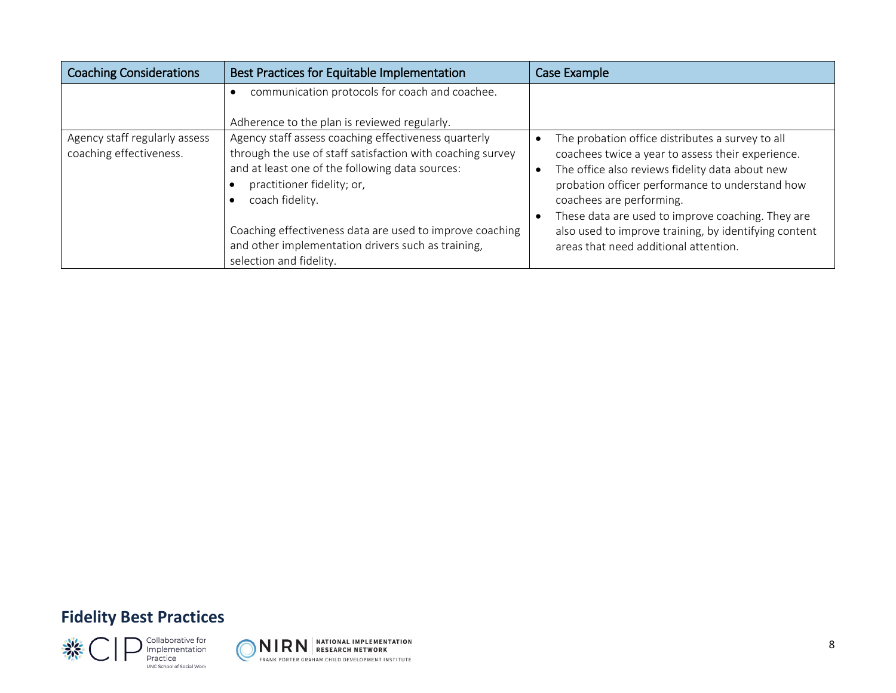| Coaching Considerations | Best Practices for Equitable Implementation | Case Example |
|---|---|---|
| | • communication protocols for coach and coachee.<br><br>Adherence to the plan is reviewed regularly. | |
| Agency staff regularly assess coaching effectiveness. | Agency staff assess coaching effectiveness quarterly through the use of staff satisfaction with coaching survey and at least one of the following data sources:<br>• practitioner fidelity; or,<br>• coach fidelity.<br><br>Coaching effectiveness data are used to improve coaching and other implementation drivers such as training, selection and fidelity. | • The probation office distributes a survey to all coachees twice a year to assess their experience.<br>• The office also reviews fidelity data about new probation officer performance to understand how coachees are performing.<br>• These data are used to improve coaching. They are also used to improve training, by identifying content areas that need additional attention. |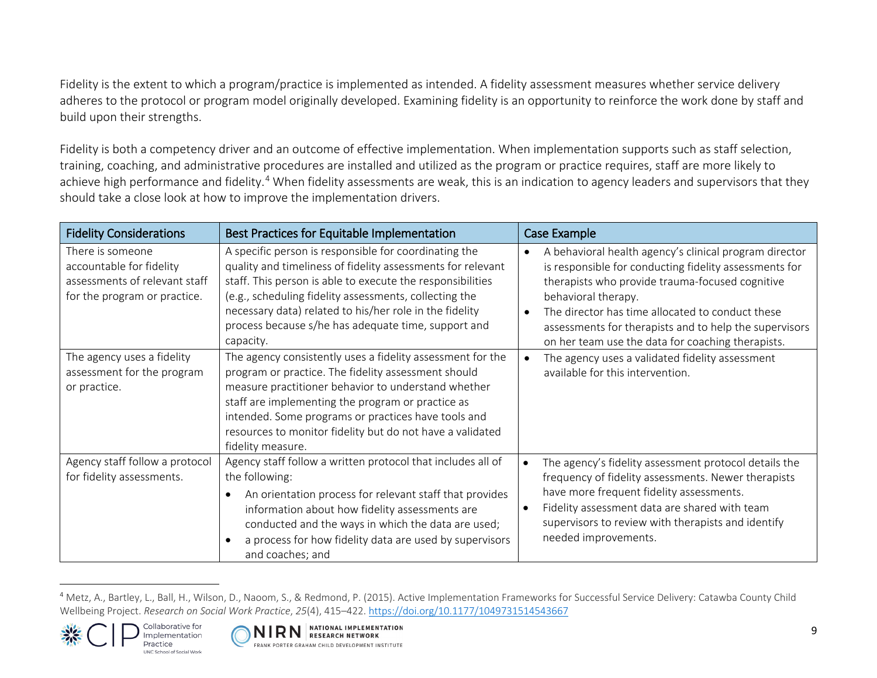Fidelity is the extent to which a program/practice is implemented as intended. A fidelity assessment measures whether service delivery adheres to the protocol or program model originally developed. Examining fidelity is an opportunity to reinforce the work done by staff and build upon their strengths.

Fidelity is both a competency driver and an outcome of effective implementation. When implementation supports such as staff selection, training, coaching, and administrative procedures are installed and utilized as the program or practice requires, staff are more likely to achieve high performance and fidelity.[4] When fidelity assessments are weak, this is an indication to agency leaders and supervisors that they should take a close look at how to improve the implementation drivers.

| Fidelity Considerations | Best Practices for Equitable Implementation | Case Example |
|---|---|---|
| There is someone accountable for fidelity assessments of relevant staff for the program or practice. | A specific person is responsible for coordinating the quality and timeliness of fidelity assessments for relevant staff. This person is able to execute the responsibilities (e.g., scheduling fidelity assessments, collecting the necessary data) related to his/her role in the fidelity process because s/he has adequate time, support and capacity. | • A behavioral health agency's clinical program director is responsible for conducting fidelity assessments for therapists who provide trauma-focused cognitive behavioral therapy.<br>• The director has time allocated to conduct these assessments for therapists and to help the supervisors on her team use the data for coaching therapists. |
| The agency uses a fidelity assessment for the program or practice. | The agency consistently uses a fidelity assessment for the program or practice. The fidelity assessment should measure practitioner behavior to understand whether staff are implementing the program or practice as intended. Some programs or practices have tools and resources to monitor fidelity but do not have a validated fidelity measure. | • The agency uses a validated fidelity assessment available for this intervention. |
| Agency staff follow a protocol for fidelity assessments. | Agency staff follow a written protocol that includes all of the following:<br>• An orientation process for relevant staff that provides information about how fidelity assessments are conducted and the ways in which the data are used;<br>• a process for how fidelity data are used by supervisors and coaches; and | • The agency's fidelity assessment protocol details the frequency of fidelity assessments. Newer therapists have more frequent fidelity assessments.<br>• Fidelity assessment data are shared with team supervisors to review with therapists and identify needed improvements. |

[4] Metz, A., Bartley, L., Ball, H., Wilson, D., Naoom, S., & Redmond, P. (2015). Active Implementation Frameworks for Successful Service Delivery: Catawba County Child Wellbeing Project. *Research on Social Work Practice*, *25*(4), 415–422. https://doi.org/10.1177/1049731514543667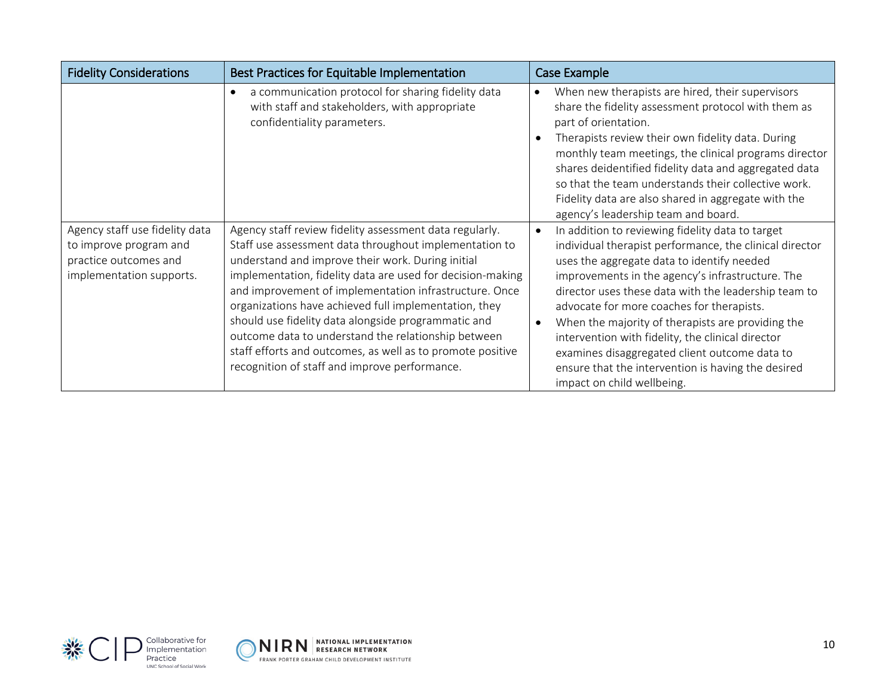| Fidelity Considerations | Best Practices for Equitable Implementation | Case Example |
|---|---|---|
| | • a communication protocol for sharing fidelity data with staff and stakeholders, with appropriate confidentiality parameters. | • When new therapists are hired, their supervisors share the fidelity assessment protocol with them as part of orientation.<br>• Therapists review their own fidelity data. During monthly team meetings, the clinical programs director shares deidentified fidelity data and aggregated data so that the team understands their collective work. Fidelity data are also shared in aggregate with the agency's leadership team and board. |
| Agency staff use fidelity data to improve program and practice outcomes and implementation supports. | Agency staff review fidelity assessment data regularly. Staff use assessment data throughout implementation to understand and improve their work. During initial implementation, fidelity data are used for decision-making and improvement of implementation infrastructure. Once organizations have achieved full implementation, they should use fidelity data alongside programmatic and outcome data to understand the relationship between staff efforts and outcomes, as well as to promote positive recognition of staff and improve performance. | • In addition to reviewing fidelity data to target individual therapist performance, the clinical director uses the aggregate data to identify needed improvements in the agency's infrastructure. The director uses these data with the leadership team to advocate for more coaches for therapists.<br>• When the majority of therapists are providing the intervention with fidelity, the clinical director examines disaggregated client outcome data to ensure that the intervention is having the desired impact on child wellbeing. |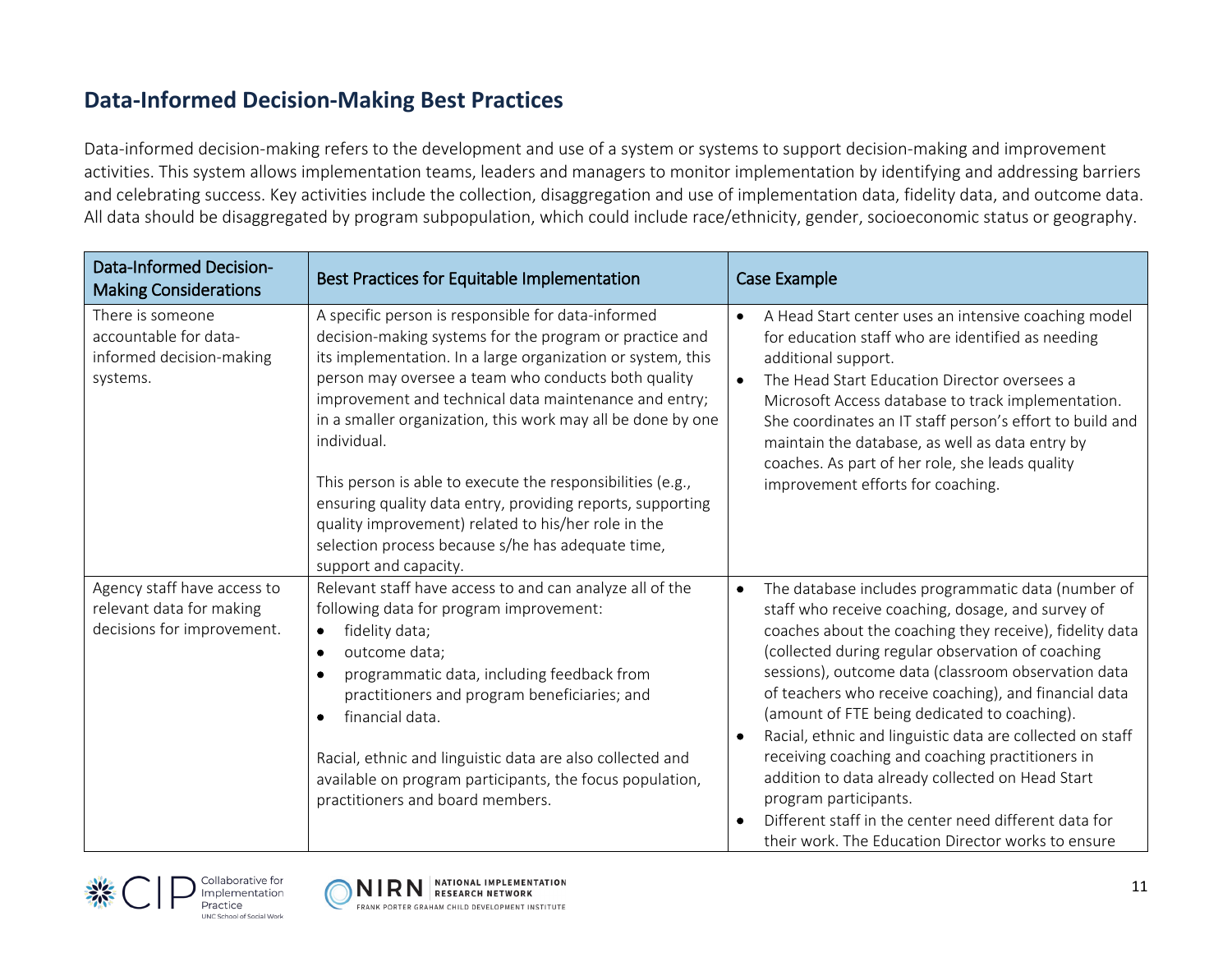## Data-Informed Decision-Making Best Practices

Data-informed decision-making refers to the development and use of a system or systems to support decision-making and improvement activities. This system allows implementation teams, leaders and managers to monitor implementation by identifying and addressing barriers and celebrating success. Key activities include the collection, disaggregation and use of implementation data, fidelity data, and outcome data. All data should be disaggregated by program subpopulation, which could include race/ethnicity, gender, socioeconomic status or geography.

| Data-Informed Decision-Making Considerations | Best Practices for Equitable Implementation | Case Example |
|---|---|---|
| There is someone accountable for data-informed decision-making systems. | A specific person is responsible for data-informed decision-making systems for the program or practice and its implementation. In a large organization or system, this person may oversee a team who conducts both quality improvement and technical data maintenance and entry; in a smaller organization, this work may all be done by one individual.<br><br>This person is able to execute the responsibilities (e.g., ensuring quality data entry, providing reports, supporting quality improvement) related to his/her role in the selection process because s/he has adequate time, support and capacity. | • A Head Start center uses an intensive coaching model for education staff who are identified as needing additional support.<br>• The Head Start Education Director oversees a Microsoft Access database to track implementation. She coordinates an IT staff person's effort to build and maintain the database, as well as data entry by coaches. As part of her role, she leads quality improvement efforts for coaching. |
| Agency staff have access to relevant data for making decisions for improvement. | Relevant staff have access to and can analyze all of the following data for program improvement:<br>• fidelity data;<br>• outcome data;<br>• programmatic data, including feedback from practitioners and program beneficiaries; and<br>• financial data.<br><br>Racial, ethnic and linguistic data are also collected and available on program participants, the focus population, practitioners and board members. | • The database includes programmatic data (number of staff who receive coaching, dosage, and survey of coaches about the coaching they receive), fidelity data (collected during regular observation of coaching sessions), outcome data (classroom observation data of teachers who receive coaching), and financial data (amount of FTE being dedicated to coaching).<br>• Racial, ethnic and linguistic data are collected on staff receiving coaching and coaching practitioners in addition to data already collected on Head Start program participants.<br>• Different staff in the center need different data for their work. The Education Director works to ensure |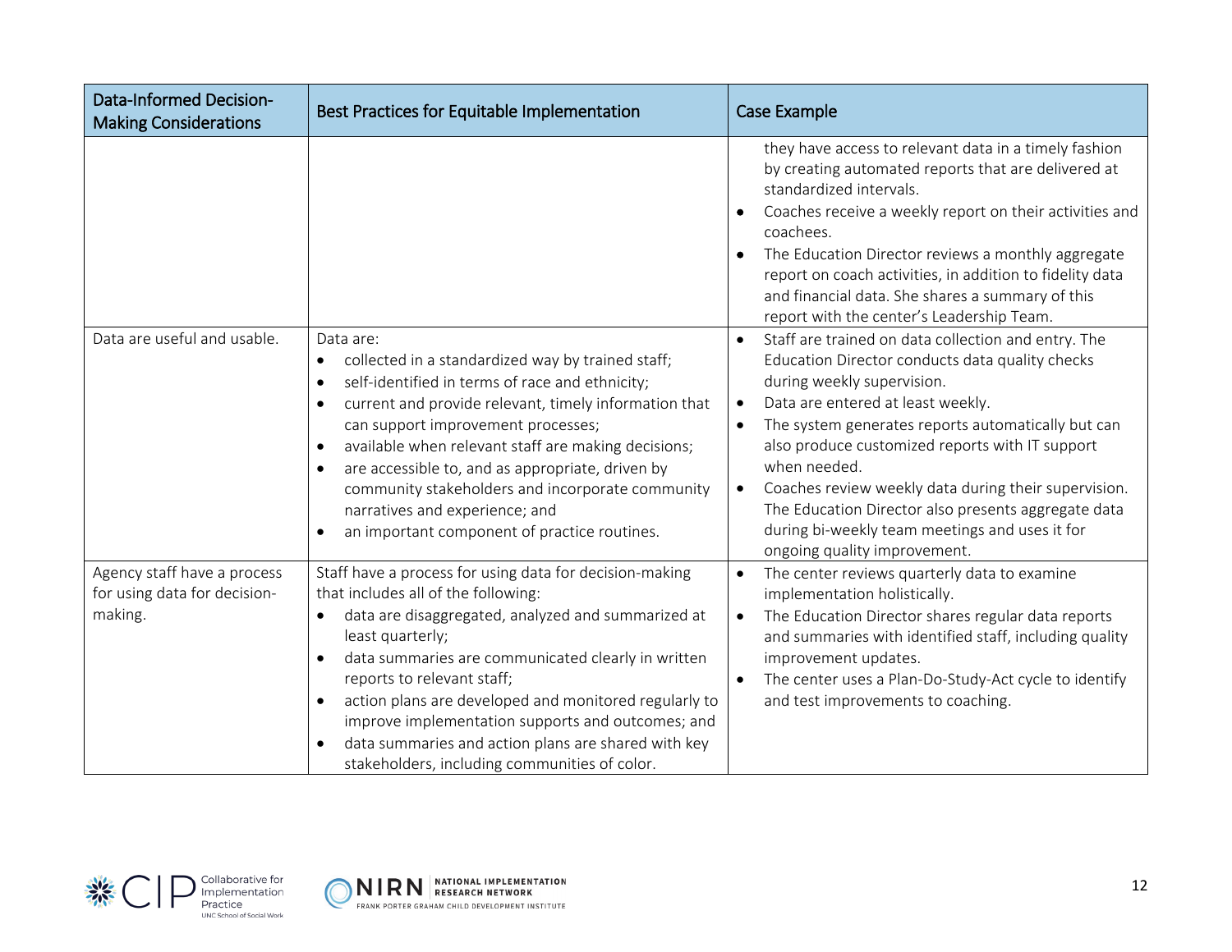| Data-Informed Decision-Making Considerations | Best Practices for Equitable Implementation | Case Example |
|---|---|---|
| | | they have access to relevant data in a timely fashion by creating automated reports that are delivered at standardized intervals.<br>• Coaches receive a weekly report on their activities and coachees.<br>• The Education Director reviews a monthly aggregate report on coach activities, in addition to fidelity data and financial data. She shares a summary of this report with the center's Leadership Team. |
| Data are useful and usable. | Data are:<br>• collected in a standardized way by trained staff;<br>• self-identified in terms of race and ethnicity;<br>• current and provide relevant, timely information that can support improvement processes;<br>• available when relevant staff are making decisions;<br>• are accessible to, and as appropriate, driven by community stakeholders and incorporate community narratives and experience; and<br>• an important component of practice routines. | • Staff are trained on data collection and entry. The Education Director conducts data quality checks during weekly supervision.<br>• Data are entered at least weekly.<br>• The system generates reports automatically but can also produce customized reports with IT support when needed.<br>• Coaches review weekly data during their supervision. The Education Director also presents aggregate data during bi-weekly team meetings and uses it for ongoing quality improvement. |
| Agency staff have a process for using data for decision-making. | Staff have a process for using data for decision-making that includes all of the following:<br>• data are disaggregated, analyzed and summarized at least quarterly;<br>• data summaries are communicated clearly in written reports to relevant staff;<br>• action plans are developed and monitored regularly to improve implementation supports and outcomes; and<br>• data summaries and action plans are shared with key stakeholders, including communities of color. | • The center reviews quarterly data to examine implementation holistically.<br>• The Education Director shares regular data reports and summaries with identified staff, including quality improvement updates.<br>• The center uses a Plan-Do-Study-Act cycle to identify and test improvements to coaching. |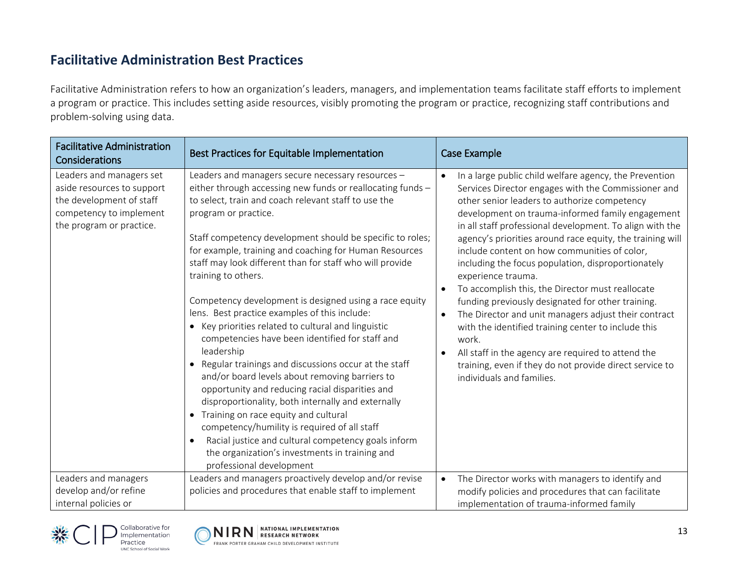## Facilitative Administration Best Practices

Facilitative Administration refers to how an organization's leaders, managers, and implementation teams facilitate staff efforts to implement a program or practice. This includes setting aside resources, visibly promoting the program or practice, recognizing staff contributions and problem-solving using data.

| Facilitative Administration Considerations | Best Practices for Equitable Implementation | Case Example |
|---|---|---|
| Leaders and managers set aside resources to support the development of staff competency to implement the program or practice. | Leaders and managers secure necessary resources – either through accessing new funds or reallocating funds – to select, train and coach relevant staff to use the program or practice.<br><br>Staff competency development should be specific to roles; for example, training and coaching for Human Resources staff may look different than for staff who will provide training to others.<br><br>Competency development is designed using a race equity lens. Best practice examples of this include:<br>• Key priorities related to cultural and linguistic competencies have been identified for staff and leadership<br>• Regular trainings and discussions occur at the staff and/or board levels about removing barriers to opportunity and reducing racial disparities and disproportionality, both internally and externally<br>• Training on race equity and cultural competency/humility is required of all staff<br>• Racial justice and cultural competency goals inform the organization's investments in training and professional development | • In a large public child welfare agency, the Prevention Services Director engages with the Commissioner and other senior leaders to authorize competency development on trauma-informed family engagement in all staff professional development. To align with the agency's priorities around race equity, the training will include content on how communities of color, including the focus population, disproportionately experience trauma.<br>• To accomplish this, the Director must reallocate funding previously designated for other training.<br>• The Director and unit managers adjust their contract with the identified training center to include this work.<br>• All staff in the agency are required to attend the training, even if they do not provide direct service to individuals and families. |
| Leaders and managers develop and/or refine internal policies or | Leaders and managers proactively develop and/or revise policies and procedures that enable staff to implement | • The Director works with managers to identify and modify policies and procedures that can facilitate implementation of trauma-informed family |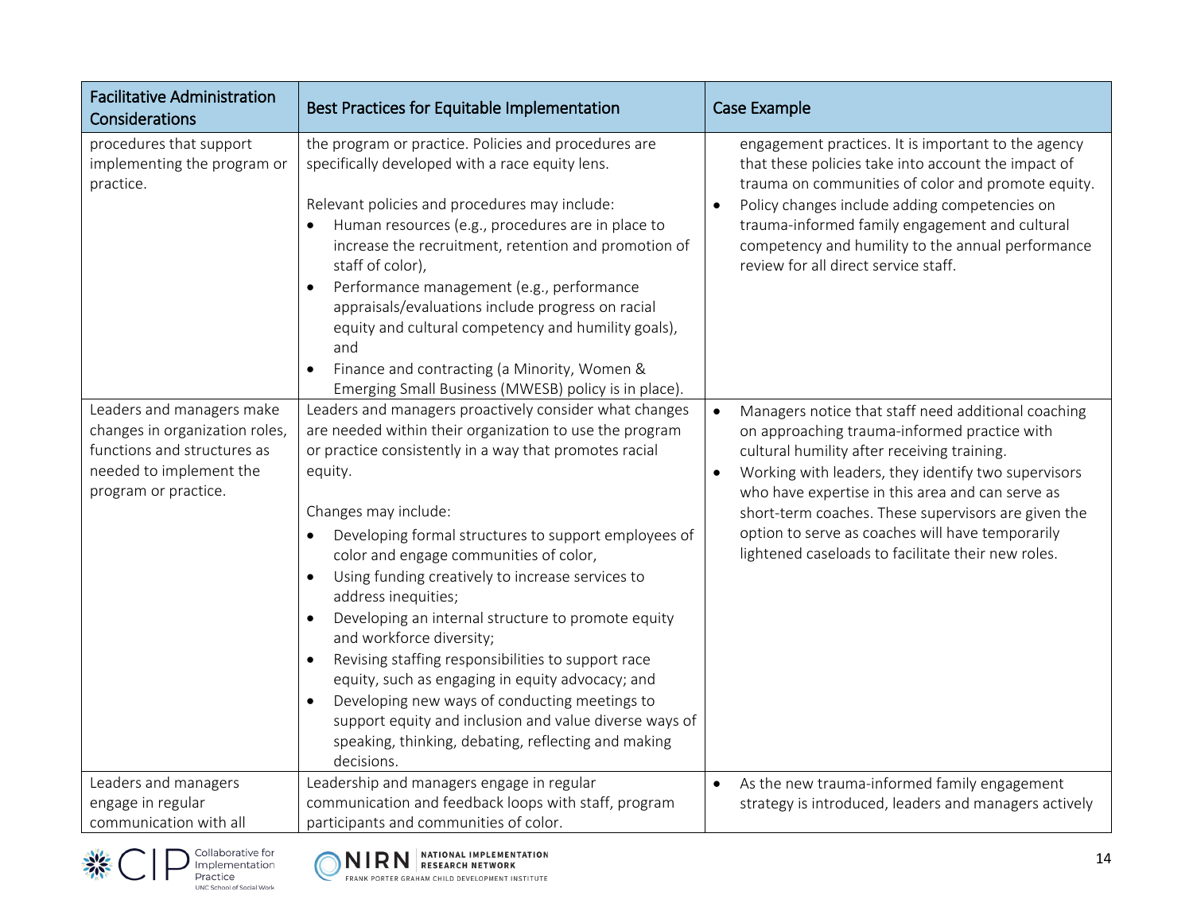| Facilitative Administration Considerations | Best Practices for Equitable Implementation | Case Example |
|---|---|---|
| procedures that support implementing the program or practice. | the program or practice. Policies and procedures are specifically developed with a race equity lens.<br><br>Relevant policies and procedures may include:<br>• Human resources (e.g., procedures are in place to increase the recruitment, retention and promotion of staff of color),<br>• Performance management (e.g., performance appraisals/evaluations include progress on racial equity and cultural competency and humility goals), and<br>• Finance and contracting (a Minority, Women & Emerging Small Business (MWESB) policy is in place). | engagement practices. It is important to the agency that these policies take into account the impact of trauma on communities of color and promote equity.<br>• Policy changes include adding competencies on trauma-informed family engagement and cultural competency and humility to the annual performance review for all direct service staff. |
| Leaders and managers make changes in organization roles, functions and structures as needed to implement the program or practice. | Leaders and managers proactively consider what changes are needed within their organization to use the program or practice consistently in a way that promotes racial equity.<br><br>Changes may include:<br>• Developing formal structures to support employees of color and engage communities of color,<br>• Using funding creatively to increase services to address inequities;<br>• Developing an internal structure to promote equity and workforce diversity;<br>• Revising staffing responsibilities to support race equity, such as engaging in equity advocacy; and<br>• Developing new ways of conducting meetings to support equity and inclusion and value diverse ways of speaking, thinking, debating, reflecting and making decisions. | • Managers notice that staff need additional coaching on approaching trauma-informed practice with cultural humility after receiving training.<br>• Working with leaders, they identify two supervisors who have expertise in this area and can serve as short-term coaches. These supervisors are given the option to serve as coaches will have temporarily lightened caseloads to facilitate their new roles. |
| Leaders and managers engage in regular communication with all | Leadership and managers engage in regular communication and feedback loops with staff, program participants and communities of color. | • As the new trauma-informed family engagement strategy is introduced, leaders and managers actively |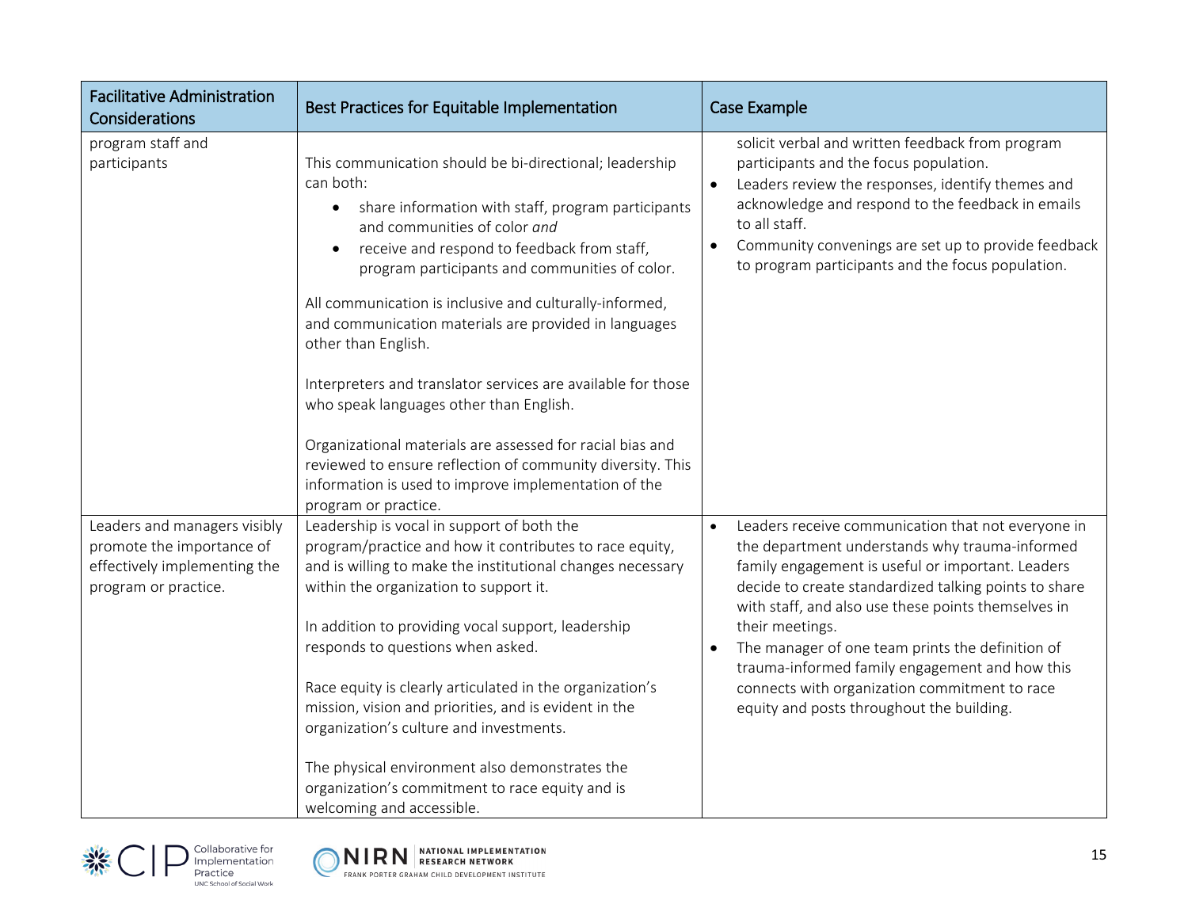| Facilitative Administration Considerations | Best Practices for Equitable Implementation | Case Example |
|---|---|---|
| program staff and participants | This communication should be bi-directional; leadership can both:<br>• share information with staff, program participants and communities of color *and*<br>• receive and respond to feedback from staff, program participants and communities of color.<br><br>All communication is inclusive and culturally-informed, and communication materials are provided in languages other than English.<br><br>Interpreters and translator services are available for those who speak languages other than English.<br><br>Organizational materials are assessed for racial bias and reviewed to ensure reflection of community diversity. This information is used to improve implementation of the program or practice. | solicit verbal and written feedback from program participants and the focus population.<br>• Leaders review the responses, identify themes and acknowledge and respond to the feedback in emails to all staff.<br>• Community convenings are set up to provide feedback to program participants and the focus population. |
| Leaders and managers visibly promote the importance of effectively implementing the program or practice. | Leadership is vocal in support of both the program/practice and how it contributes to race equity, and is willing to make the institutional changes necessary within the organization to support it.<br><br>In addition to providing vocal support, leadership responds to questions when asked.<br><br>Race equity is clearly articulated in the organization's mission, vision and priorities, and is evident in the organization's culture and investments.<br><br>The physical environment also demonstrates the organization's commitment to race equity and is welcoming and accessible. | • Leaders receive communication that not everyone in the department understands why trauma-informed family engagement is useful or important. Leaders decide to create standardized talking points to share with staff, and also use these points themselves in their meetings.<br>• The manager of one team prints the definition of trauma-informed family engagement and how this connects with organization commitment to race equity and posts throughout the building. |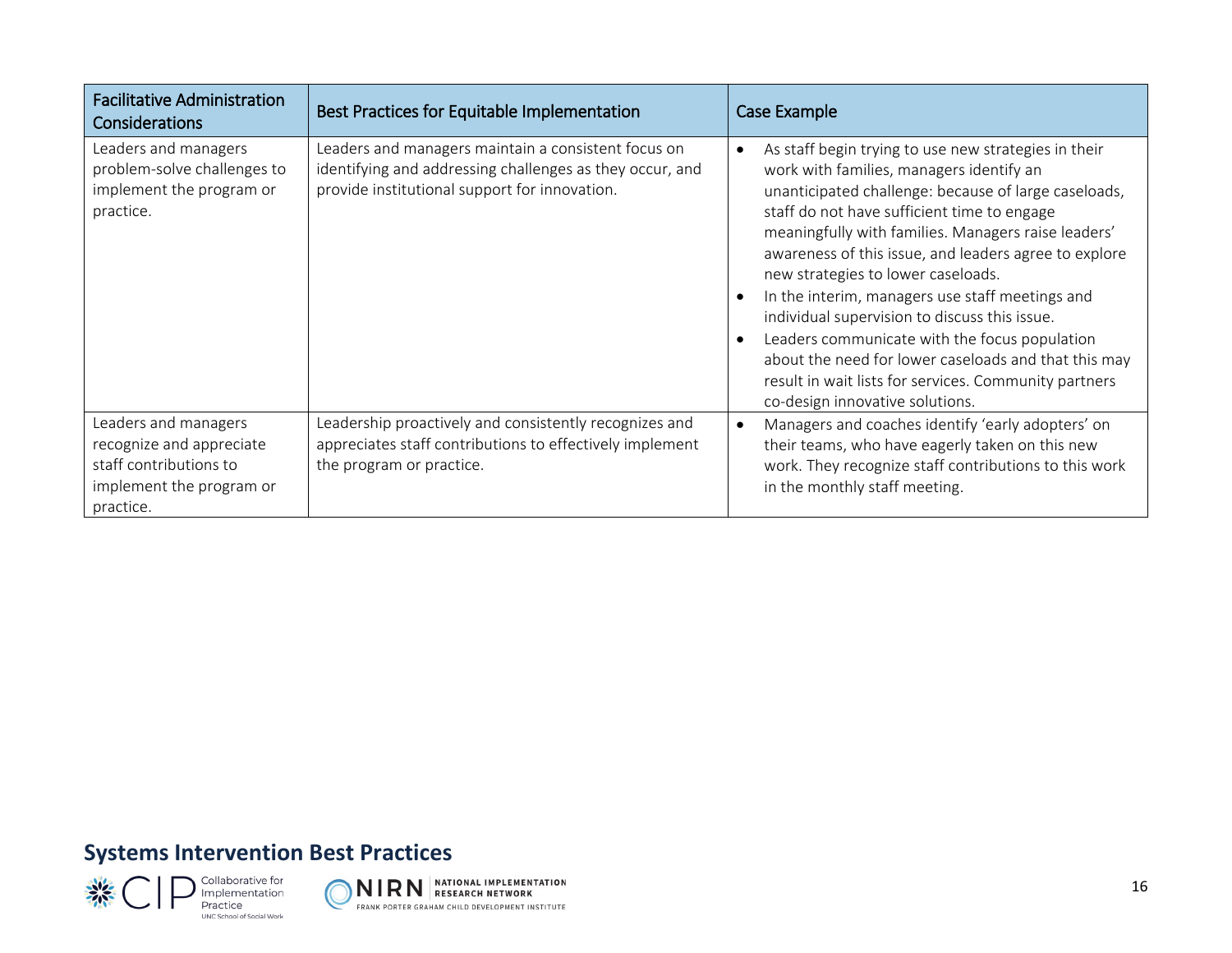| Facilitative Administration Considerations | Best Practices for Equitable Implementation | Case Example |
|---|---|---|
| Leaders and managers problem-solve challenges to implement the program or practice. | Leaders and managers maintain a consistent focus on identifying and addressing challenges as they occur, and provide institutional support for innovation. | • As staff begin trying to use new strategies in their work with families, managers identify an unanticipated challenge: because of large caseloads, staff do not have sufficient time to engage meaningfully with families. Managers raise leaders' awareness of this issue, and leaders agree to explore new strategies to lower caseloads.<br>• In the interim, managers use staff meetings and individual supervision to discuss this issue.<br>• Leaders communicate with the focus population about the need for lower caseloads and that this may result in wait lists for services. Community partners co-design innovative solutions. |
| Leaders and managers recognize and appreciate staff contributions to implement the program or practice. | Leadership proactively and consistently recognizes and appreciates staff contributions to effectively implement the program or practice. | • Managers and coaches identify 'early adopters' on their teams, who have eagerly taken on this new work. They recognize staff contributions to this work in the monthly staff meeting. |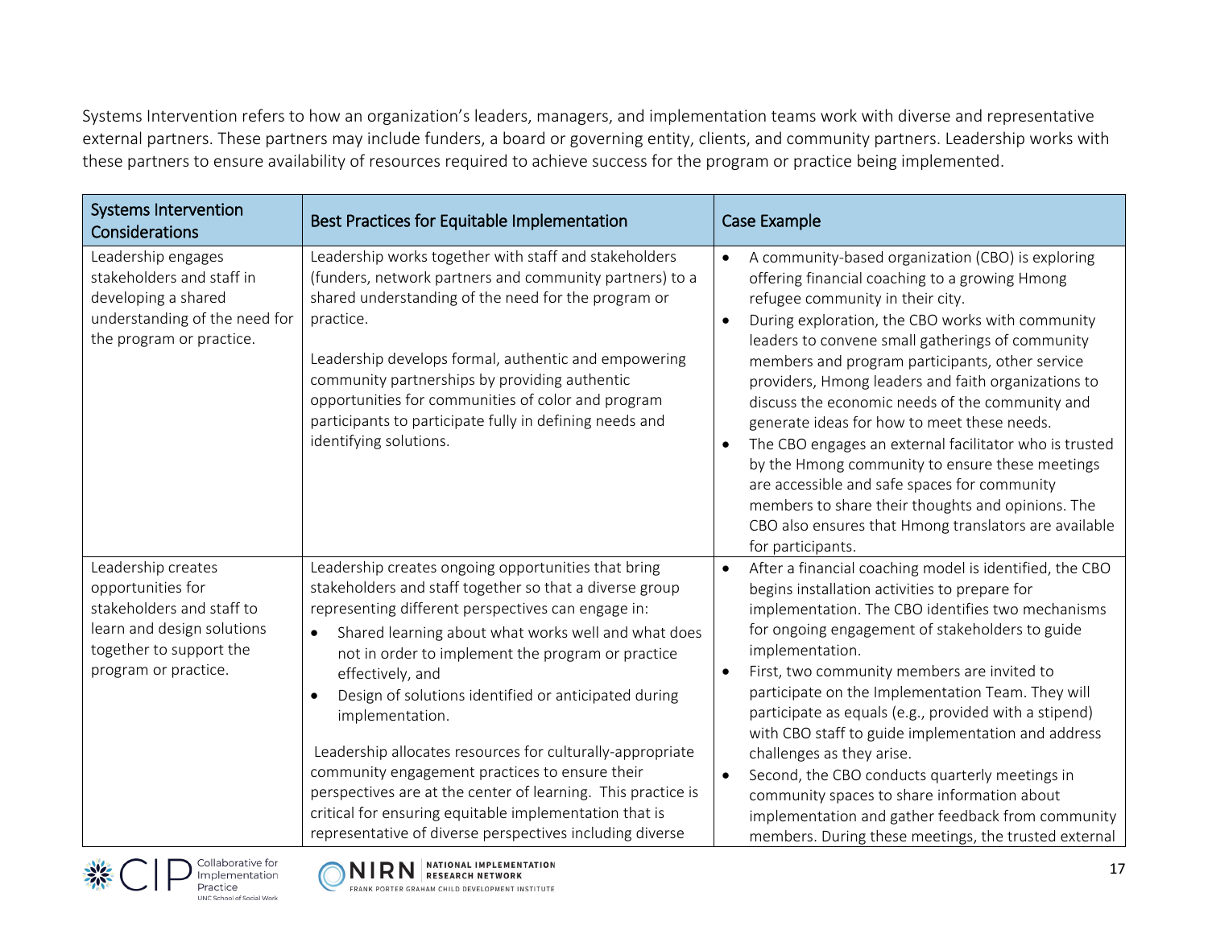Systems Intervention refers to how an organization's leaders, managers, and implementation teams work with diverse and representative external partners. These partners may include funders, a board or governing entity, clients, and community partners. Leadership works with these partners to ensure availability of resources required to achieve success for the program or practice being implemented.

| Systems Intervention Considerations | Best Practices for Equitable Implementation | Case Example |
|---|---|---|
| Leadership engages stakeholders and staff in developing a shared understanding of the need for the program or practice. | Leadership works together with staff and stakeholders (funders, network partners and community partners) to a shared understanding of the need for the program or practice.<br><br>Leadership develops formal, authentic and empowering community partnerships by providing authentic opportunities for communities of color and program participants to participate fully in defining needs and identifying solutions. | • A community-based organization (CBO) is exploring offering financial coaching to a growing Hmong refugee community in their city.<br>• During exploration, the CBO works with community leaders to convene small gatherings of community members and program participants, other service providers, Hmong leaders and faith organizations to discuss the economic needs of the community and generate ideas for how to meet these needs.<br>• The CBO engages an external facilitator who is trusted by the Hmong community to ensure these meetings are accessible and safe spaces for community members to share their thoughts and opinions. The CBO also ensures that Hmong translators are available for participants. |
| Leadership creates opportunities for stakeholders and staff to learn and design solutions together to support the program or practice. | Leadership creates ongoing opportunities that bring stakeholders and staff together so that a diverse group representing different perspectives can engage in:<br>• Shared learning about what works well and what does not in order to implement the program or practice effectively, and<br>• Design of solutions identified or anticipated during implementation.<br><br>Leadership allocates resources for culturally-appropriate community engagement practices to ensure their perspectives are at the center of learning. This practice is critical for ensuring equitable implementation that is representative of diverse perspectives including diverse | • After a financial coaching model is identified, the CBO begins installation activities to prepare for implementation. The CBO identifies two mechanisms for ongoing engagement of stakeholders to guide implementation.<br>• First, two community members are invited to participate on the Implementation Team. They will participate as equals (e.g., provided with a stipend) with CBO staff to guide implementation and address challenges as they arise.<br>• Second, the CBO conducts quarterly meetings in community spaces to share information about implementation and gather feedback from community members. During these meetings, the trusted external |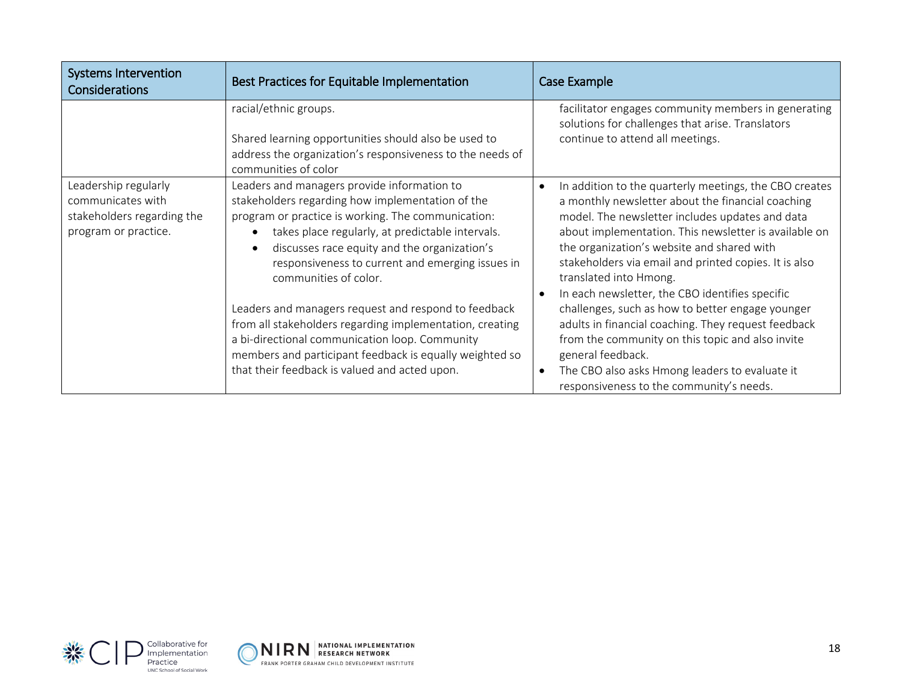| Systems Intervention Considerations | Best Practices for Equitable Implementation | Case Example |
|---|---|---|
| | racial/ethnic groups.<br><br>Shared learning opportunities should also be used to address the organization's responsiveness to the needs of communities of color | facilitator engages community members in generating solutions for challenges that arise. Translators continue to attend all meetings. |
| Leadership regularly communicates with stakeholders regarding the program or practice. | Leaders and managers provide information to stakeholders regarding how implementation of the program or practice is working. The communication:<br>• takes place regularly, at predictable intervals.<br>• discusses race equity and the organization's responsiveness to current and emerging issues in communities of color.<br><br>Leaders and managers request and respond to feedback from all stakeholders regarding implementation, creating a bi-directional communication loop. Community members and participant feedback is equally weighted so that their feedback is valued and acted upon. | • In addition to the quarterly meetings, the CBO creates a monthly newsletter about the financial coaching model. The newsletter includes updates and data about implementation. This newsletter is available on the organization's website and shared with stakeholders via email and printed copies. It is also translated into Hmong.<br>• In each newsletter, the CBO identifies specific challenges, such as how to better engage younger adults in financial coaching. They request feedback from the community on this topic and also invite general feedback.<br>• The CBO also asks Hmong leaders to evaluate it responsiveness to the community's needs. |